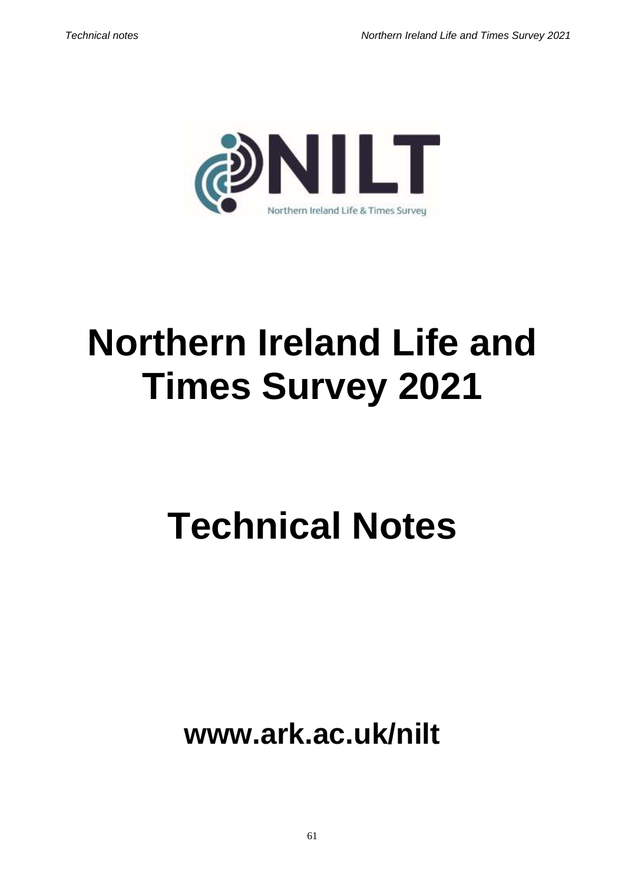NILT

Northern Ireland Life & Times Survey

# Northern Ireland Life and Times Survey 2021

# Technical Notes

## www.ark.ac.uk/nilt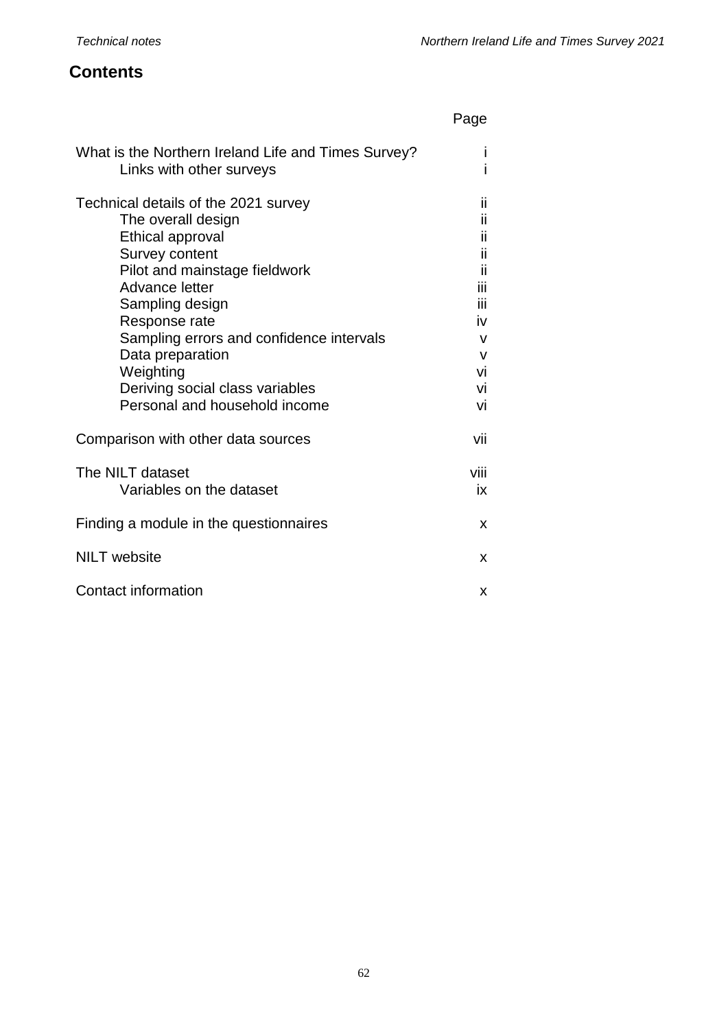## Contents

| | Page |
|---|---|
| What is the Northern Ireland Life and Times Survey? | i |
| Links with other surveys | i |
| | |
| Technical details of the 2021 survey | ii |
| The overall design | ii |
| Ethical approval | ii |
| Survey content | ii |
| Pilot and mainstage fieldwork | ii |
| Advance letter | iii |
| Sampling design | iii |
| Response rate | iv |
| Sampling errors and confidence intervals | v |
| Data preparation | v |
| Weighting | vi |
| Deriving social class variables | vi |
| Personal and household income | vi |
| | |
| Comparison with other data sources | vii |
| | |
| The NILT dataset | viii |
| Variables on the dataset | ix |
| | |
| Finding a module in the questionnaires | x |
| | |
| NILT website | x |
| | |
| Contact information | x |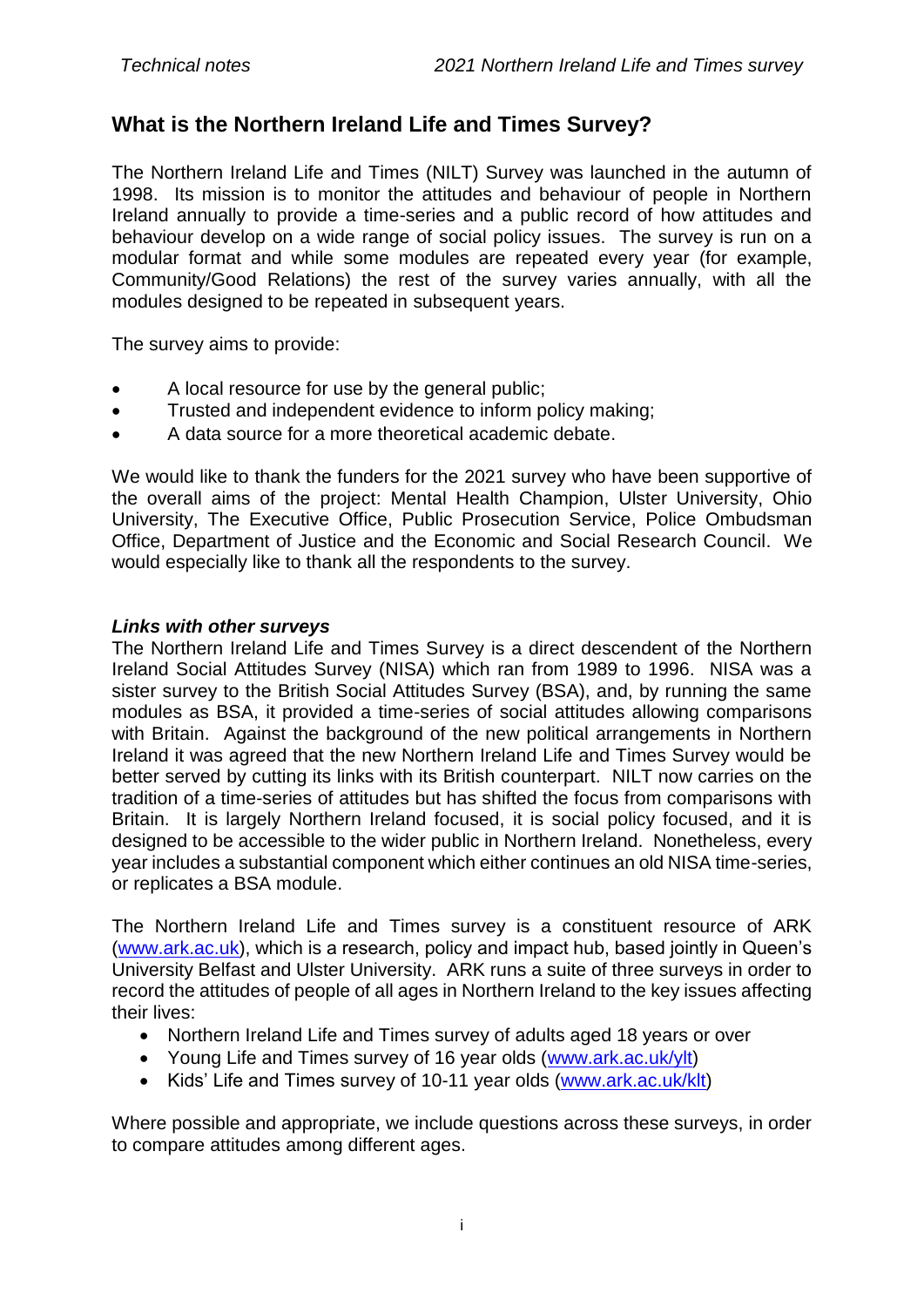## What is the Northern Ireland Life and Times Survey?

The Northern Ireland Life and Times (NILT) Survey was launched in the autumn of 1998. Its mission is to monitor the attitudes and behaviour of people in Northern Ireland annually to provide a time-series and a public record of how attitudes and behaviour develop on a wide range of social policy issues. The survey is run on a modular format and while some modules are repeated every year (for example, Community/Good Relations) the rest of the survey varies annually, with all the modules designed to be repeated in subsequent years.

The survey aims to provide:

- A local resource for use by the general public;
- Trusted and independent evidence to inform policy making;
- A data source for a more theoretical academic debate.

We would like to thank the funders for the 2021 survey who have been supportive of the overall aims of the project: Mental Health Champion, Ulster University, Ohio University, The Executive Office, Public Prosecution Service, Police Ombudsman Office, Department of Justice and the Economic and Social Research Council. We would especially like to thank all the respondents to the survey.

### *Links with other surveys*

The Northern Ireland Life and Times Survey is a direct descendent of the Northern Ireland Social Attitudes Survey (NISA) which ran from 1989 to 1996. NISA was a sister survey to the British Social Attitudes Survey (BSA), and, by running the same modules as BSA, it provided a time-series of social attitudes allowing comparisons with Britain. Against the background of the new political arrangements in Northern Ireland it was agreed that the new Northern Ireland Life and Times Survey would be better served by cutting its links with its British counterpart. NILT now carries on the tradition of a time-series of attitudes but has shifted the focus from comparisons with Britain. It is largely Northern Ireland focused, it is social policy focused, and it is designed to be accessible to the wider public in Northern Ireland. Nonetheless, every year includes a substantial component which either continues an old NISA time-series, or replicates a BSA module.

The Northern Ireland Life and Times survey is a constituent resource of ARK (www.ark.ac.uk), which is a research, policy and impact hub, based jointly in Queen's University Belfast and Ulster University. ARK runs a suite of three surveys in order to record the attitudes of people of all ages in Northern Ireland to the key issues affecting their lives:

- Northern Ireland Life and Times survey of adults aged 18 years or over
- Young Life and Times survey of 16 year olds (www.ark.ac.uk/ylt)
- Kids' Life and Times survey of 10-11 year olds (www.ark.ac.uk/klt)

Where possible and appropriate, we include questions across these surveys, in order to compare attitudes among different ages.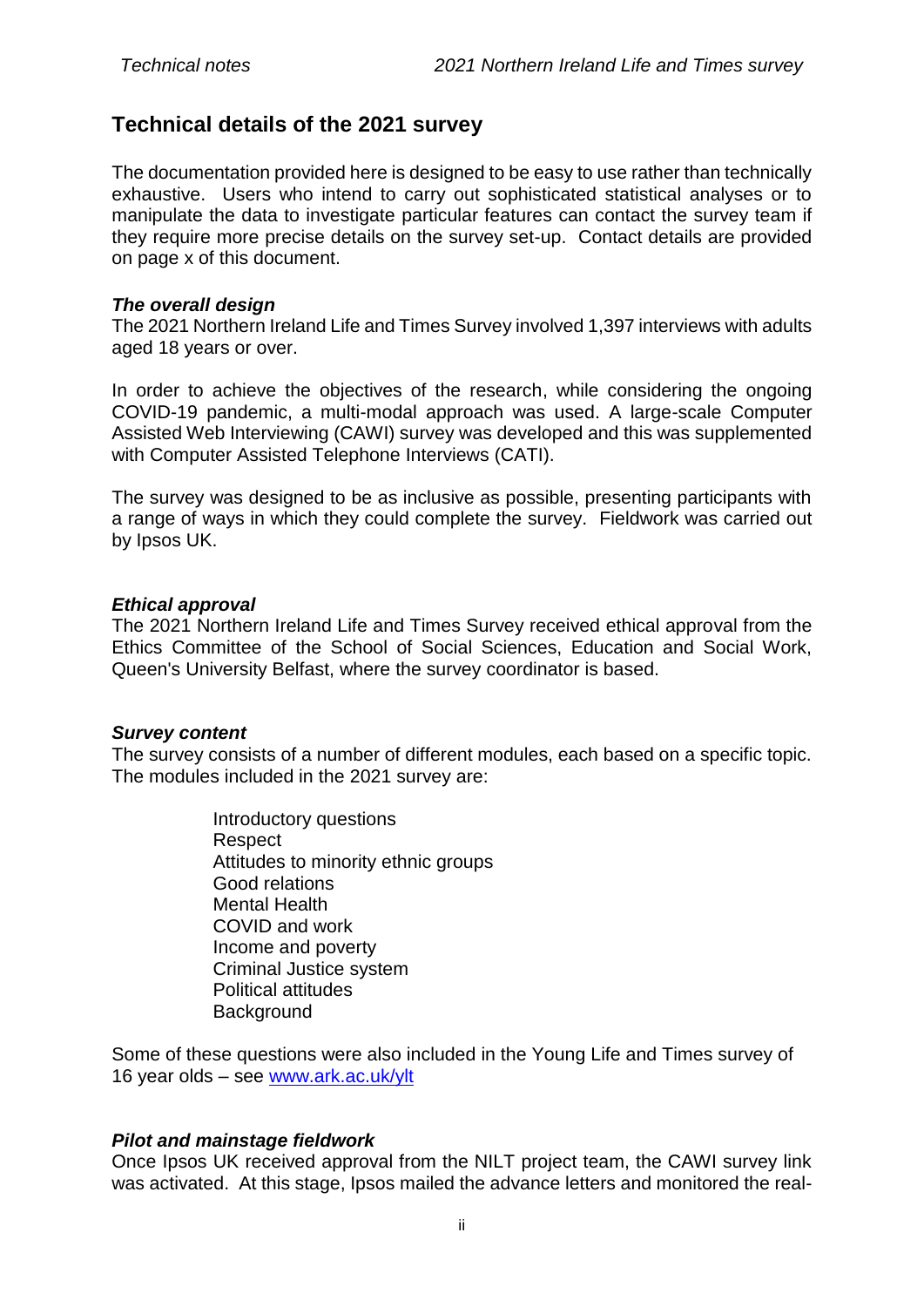## Technical details of the 2021 survey

The documentation provided here is designed to be easy to use rather than technically exhaustive. Users who intend to carry out sophisticated statistical analyses or to manipulate the data to investigate particular features can contact the survey team if they require more precise details on the survey set-up. Contact details are provided on page x of this document.

### *The overall design*

The 2021 Northern Ireland Life and Times Survey involved 1,397 interviews with adults aged 18 years or over.

In order to achieve the objectives of the research, while considering the ongoing COVID-19 pandemic, a multi-modal approach was used. A large-scale Computer Assisted Web Interviewing (CAWI) survey was developed and this was supplemented with Computer Assisted Telephone Interviews (CATI).

The survey was designed to be as inclusive as possible, presenting participants with a range of ways in which they could complete the survey. Fieldwork was carried out by Ipsos UK.

### *Ethical approval*

The 2021 Northern Ireland Life and Times Survey received ethical approval from the Ethics Committee of the School of Social Sciences, Education and Social Work, Queen's University Belfast, where the survey coordinator is based.

### *Survey content*

The survey consists of a number of different modules, each based on a specific topic. The modules included in the 2021 survey are:

- Introductory questions
- Respect
- Attitudes to minority ethnic groups
- Good relations
- Mental Health
- COVID and work
- Income and poverty
- Criminal Justice system
- Political attitudes
- Background

Some of these questions were also included in the Young Life and Times survey of 16 year olds – see www.ark.ac.uk/ylt

### *Pilot and mainstage fieldwork*

Once Ipsos UK received approval from the NILT project team, the CAWI survey link was activated. At this stage, Ipsos mailed the advance letters and monitored the real-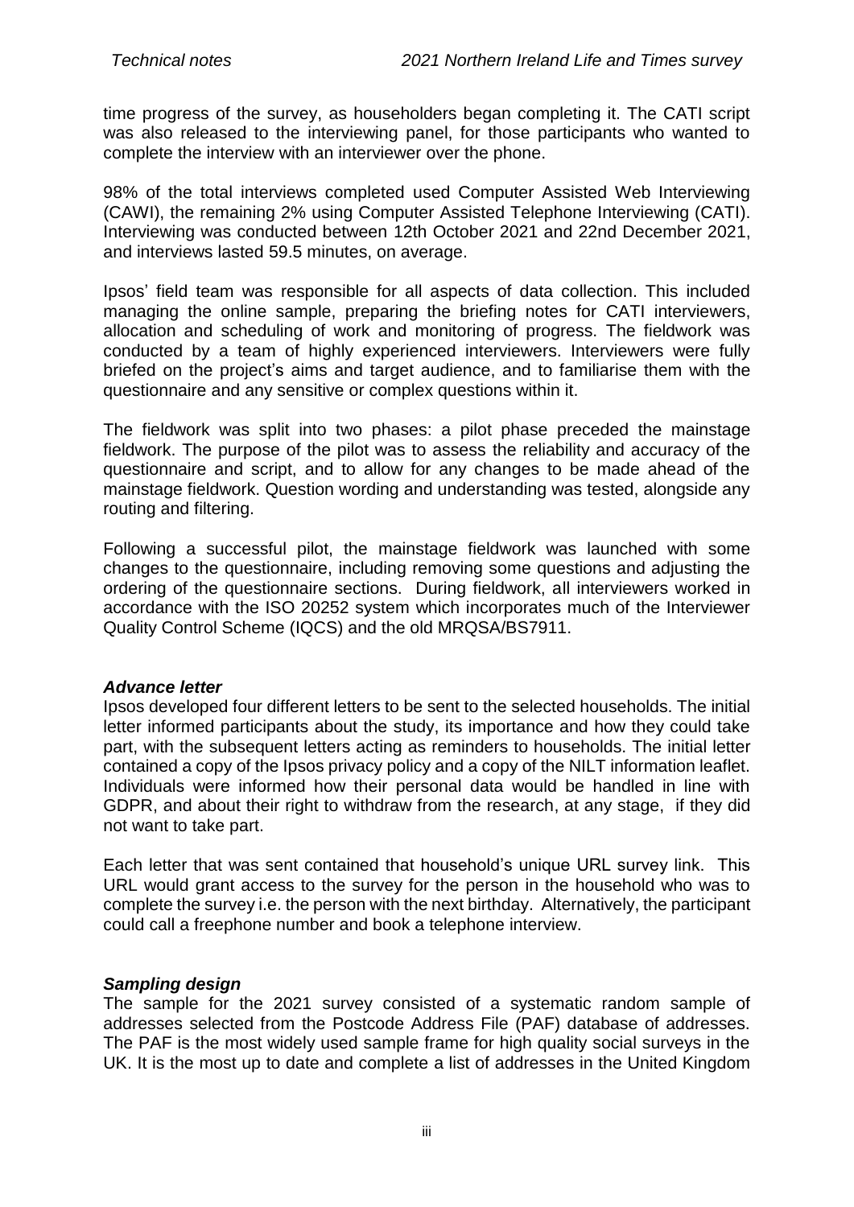time progress of the survey, as householders began completing it. The CATI script was also released to the interviewing panel, for those participants who wanted to complete the interview with an interviewer over the phone.

98% of the total interviews completed used Computer Assisted Web Interviewing (CAWI), the remaining 2% using Computer Assisted Telephone Interviewing (CATI). Interviewing was conducted between 12th October 2021 and 22nd December 2021, and interviews lasted 59.5 minutes, on average.

Ipsos' field team was responsible for all aspects of data collection. This included managing the online sample, preparing the briefing notes for CATI interviewers, allocation and scheduling of work and monitoring of progress. The fieldwork was conducted by a team of highly experienced interviewers. Interviewers were fully briefed on the project's aims and target audience, and to familiarise them with the questionnaire and any sensitive or complex questions within it.

The fieldwork was split into two phases: a pilot phase preceded the mainstage fieldwork. The purpose of the pilot was to assess the reliability and accuracy of the questionnaire and script, and to allow for any changes to be made ahead of the mainstage fieldwork. Question wording and understanding was tested, alongside any routing and filtering.

Following a successful pilot, the mainstage fieldwork was launched with some changes to the questionnaire, including removing some questions and adjusting the ordering of the questionnaire sections. During fieldwork, all interviewers worked in accordance with the ISO 20252 system which incorporates much of the Interviewer Quality Control Scheme (IQCS) and the old MRQSA/BS7911.

### *Advance letter*

Ipsos developed four different letters to be sent to the selected households. The initial letter informed participants about the study, its importance and how they could take part, with the subsequent letters acting as reminders to households. The initial letter contained a copy of the Ipsos privacy policy and a copy of the NILT information leaflet. Individuals were informed how their personal data would be handled in line with GDPR, and about their right to withdraw from the research, at any stage, if they did not want to take part.

Each letter that was sent contained that household's unique URL survey link. This URL would grant access to the survey for the person in the household who was to complete the survey i.e. the person with the next birthday. Alternatively, the participant could call a freephone number and book a telephone interview.

### *Sampling design*

The sample for the 2021 survey consisted of a systematic random sample of addresses selected from the Postcode Address File (PAF) database of addresses. The PAF is the most widely used sample frame for high quality social surveys in the UK. It is the most up to date and complete a list of addresses in the United Kingdom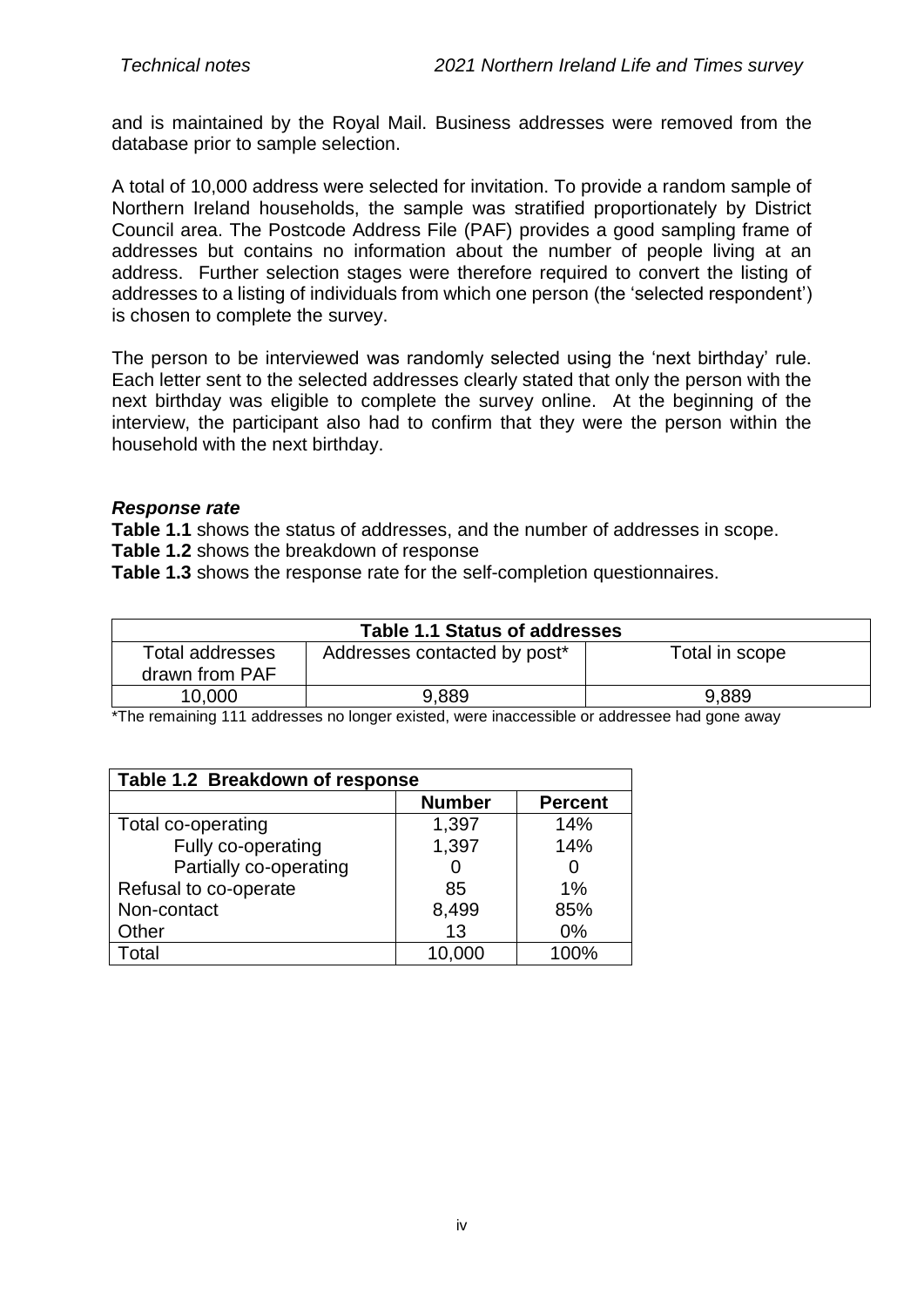and is maintained by the Royal Mail. Business addresses were removed from the database prior to sample selection.

A total of 10,000 address were selected for invitation. To provide a random sample of Northern Ireland households, the sample was stratified proportionately by District Council area. The Postcode Address File (PAF) provides a good sampling frame of addresses but contains no information about the number of people living at an address. Further selection stages were therefore required to convert the listing of addresses to a listing of individuals from which one person (the 'selected respondent') is chosen to complete the survey.

The person to be interviewed was randomly selected using the 'next birthday' rule. Each letter sent to the selected addresses clearly stated that only the person with the next birthday was eligible to complete the survey online. At the beginning of the interview, the participant also had to confirm that they were the person within the household with the next birthday.

### *Response rate*

**Table 1.1** shows the status of addresses, and the number of addresses in scope.
**Table 1.2** shows the breakdown of response
**Table 1.3** shows the response rate for the self-completion questionnaires.

**Table 1.1 Status of addresses**

| Total addresses drawn from PAF | Addresses contacted by post* | Total in scope |
|---|---|---|
| 10,000 | 9,889 | 9,889 |

*The remaining 111 addresses no longer existed, were inaccessible or addressee had gone away

**Table 1.2 Breakdown of response**

| | Number | Percent |
|---|---|---|
| Total co-operating | 1,397 | 14% |
| Fully co-operating | 1,397 | 14% |
| Partially co-operating | 0 | 0 |
| Refusal to co-operate | 85 | 1% |
| Non-contact | 8,499 | 85% |
| Other | 13 | 0% |
| Total | 10,000 | 100% |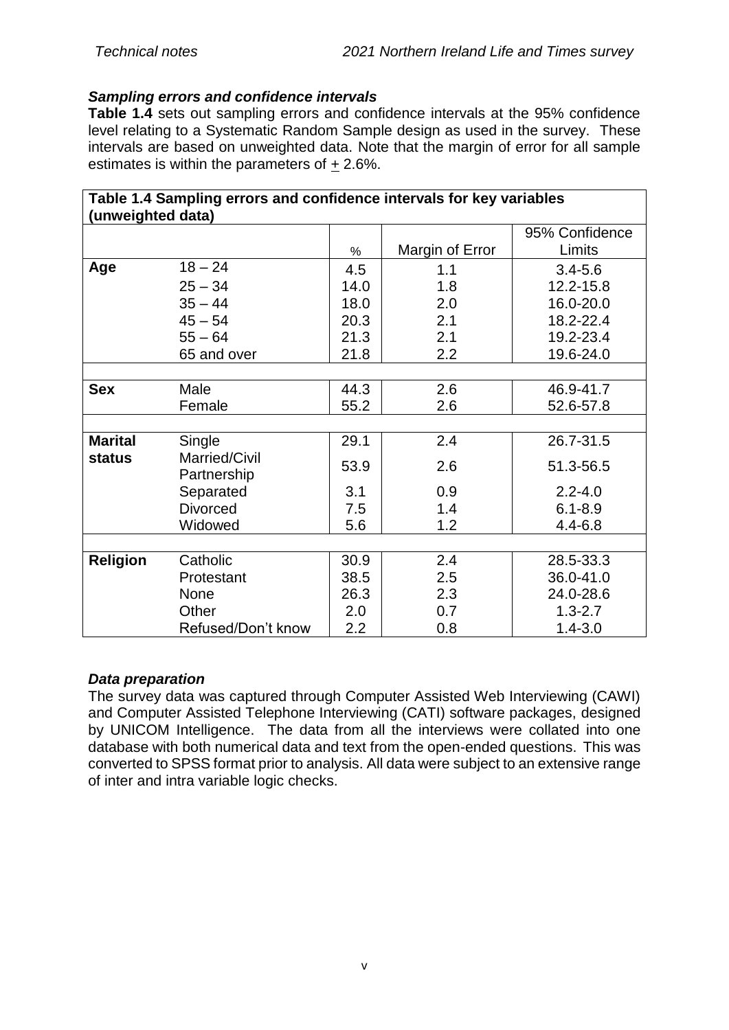### *Sampling errors and confidence intervals*

**Table 1.4** sets out sampling errors and confidence intervals at the 95% confidence level relating to a Systematic Random Sample design as used in the survey. These intervals are based on unweighted data. Note that the margin of error for all sample estimates is within the parameters of ± 2.6%.

**Table 1.4 Sampling errors and confidence intervals for key variables (unweighted data)**

| | | % | Margin of Error | 95% Confidence Limits |
|---|---|---|---|---|
| **Age** | 18 – 24 | 4.5 | 1.1 | 3.4-5.6 |
| | 25 – 34 | 14.0 | 1.8 | 12.2-15.8 |
| | 35 – 44 | 18.0 | 2.0 | 16.0-20.0 |
| | 45 – 54 | 20.3 | 2.1 | 18.2-22.4 |
| | 55 – 64 | 21.3 | 2.1 | 19.2-23.4 |
| | 65 and over | 21.8 | 2.2 | 19.6-24.0 |
| **Sex** | Male | 44.3 | 2.6 | 46.9-41.7 |
| | Female | 55.2 | 2.6 | 52.6-57.8 |
| **Marital status** | Single | 29.1 | 2.4 | 26.7-31.5 |
| | Married/Civil Partnership | 53.9 | 2.6 | 51.3-56.5 |
| | Separated | 3.1 | 0.9 | 2.2-4.0 |
| | Divorced | 7.5 | 1.4 | 6.1-8.9 |
| | Widowed | 5.6 | 1.2 | 4.4-6.8 |
| **Religion** | Catholic | 30.9 | 2.4 | 28.5-33.3 |
| | Protestant | 38.5 | 2.5 | 36.0-41.0 |
| | None | 26.3 | 2.3 | 24.0-28.6 |
| | Other | 2.0 | 0.7 | 1.3-2.7 |
| | Refused/Don't know | 2.2 | 0.8 | 1.4-3.0 |

### *Data preparation*

The survey data was captured through Computer Assisted Web Interviewing (CAWI) and Computer Assisted Telephone Interviewing (CATI) software packages, designed by UNICOM Intelligence. The data from all the interviews were collated into one database with both numerical data and text from the open-ended questions. This was converted to SPSS format prior to analysis. All data were subject to an extensive range of inter and intra variable logic checks.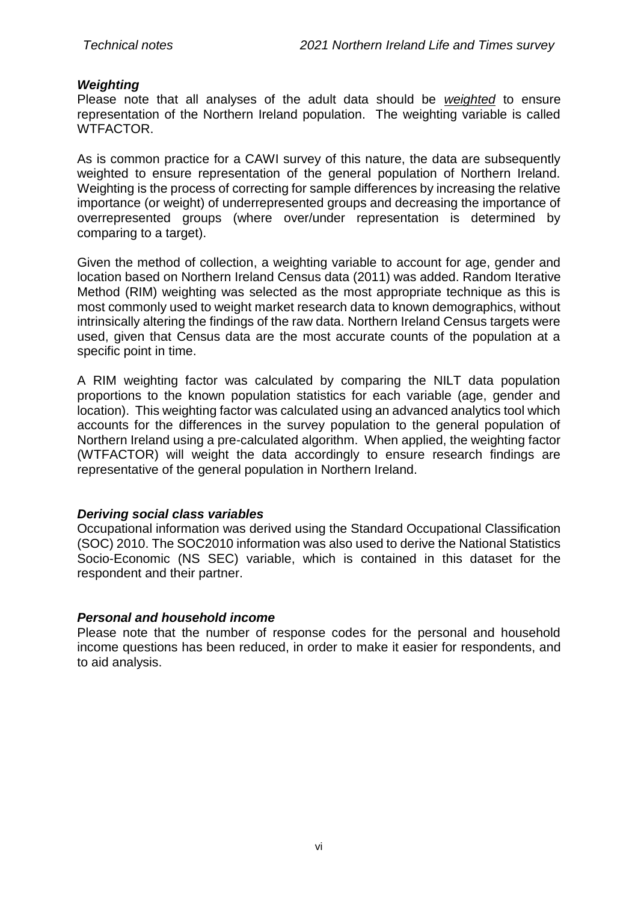### *Weighting*

Please note that all analyses of the adult data should be *weighted* to ensure representation of the Northern Ireland population. The weighting variable is called WTFACTOR.

As is common practice for a CAWI survey of this nature, the data are subsequently weighted to ensure representation of the general population of Northern Ireland. Weighting is the process of correcting for sample differences by increasing the relative importance (or weight) of underrepresented groups and decreasing the importance of overrepresented groups (where over/under representation is determined by comparing to a target).

Given the method of collection, a weighting variable to account for age, gender and location based on Northern Ireland Census data (2011) was added. Random Iterative Method (RIM) weighting was selected as the most appropriate technique as this is most commonly used to weight market research data to known demographics, without intrinsically altering the findings of the raw data. Northern Ireland Census targets were used, given that Census data are the most accurate counts of the population at a specific point in time.

A RIM weighting factor was calculated by comparing the NILT data population proportions to the known population statistics for each variable (age, gender and location). This weighting factor was calculated using an advanced analytics tool which accounts for the differences in the survey population to the general population of Northern Ireland using a pre-calculated algorithm. When applied, the weighting factor (WTFACTOR) will weight the data accordingly to ensure research findings are representative of the general population in Northern Ireland.

### *Deriving social class variables*

Occupational information was derived using the Standard Occupational Classification (SOC) 2010. The SOC2010 information was also used to derive the National Statistics Socio-Economic (NS SEC) variable, which is contained in this dataset for the respondent and their partner.

### *Personal and household income*

Please note that the number of response codes for the personal and household income questions has been reduced, in order to make it easier for respondents, and to aid analysis.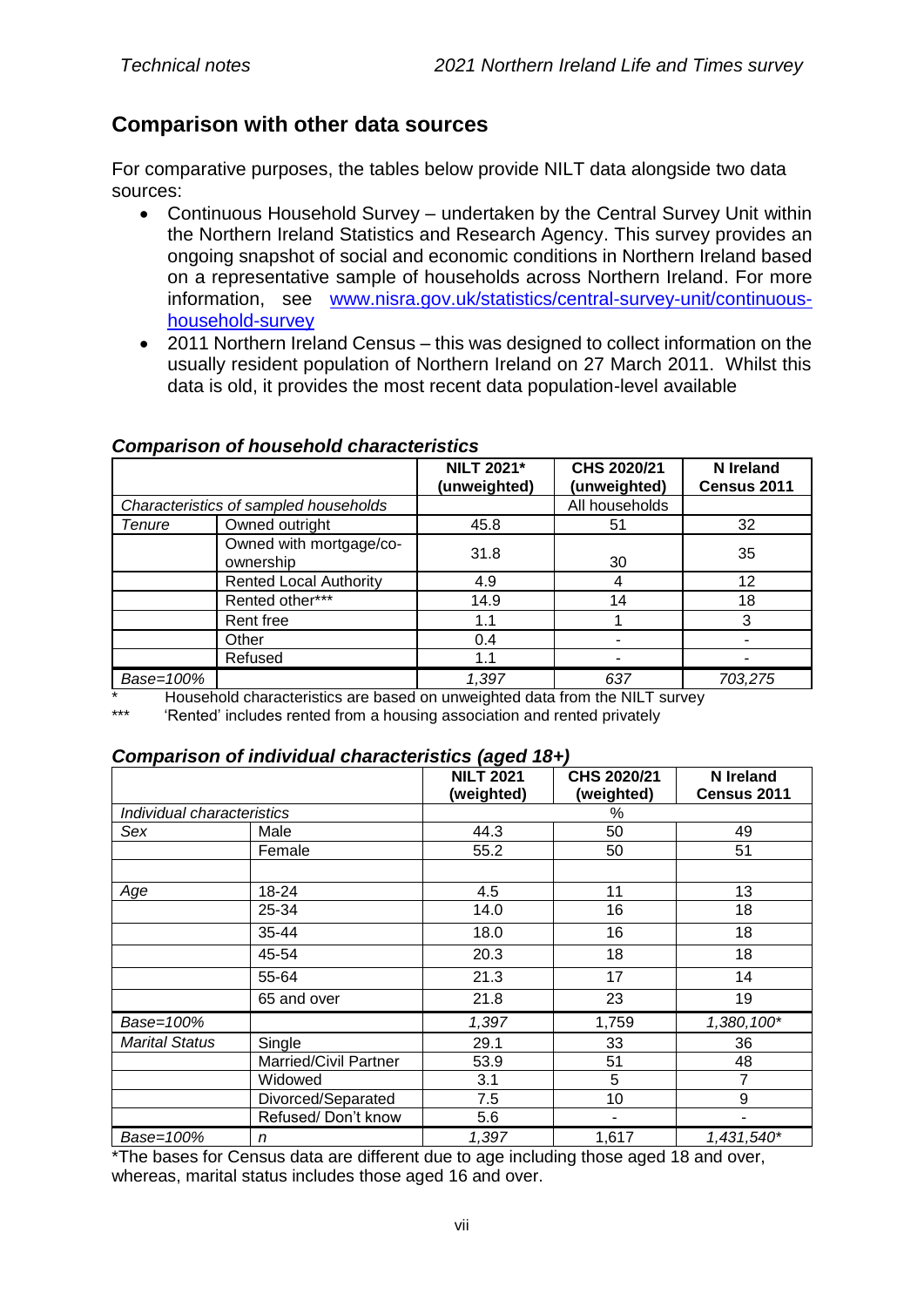## Comparison with other data sources

For comparative purposes, the tables below provide NILT data alongside two data sources:

- Continuous Household Survey – undertaken by the Central Survey Unit within the Northern Ireland Statistics and Research Agency. This survey provides an ongoing snapshot of social and economic conditions in Northern Ireland based on a representative sample of households across Northern Ireland. For more information, see [www.nisra.gov.uk/statistics/central-survey-unit/continuous-household-survey](www.nisra.gov.uk/statistics/central-survey-unit/continuous-household-survey)
- 2011 Northern Ireland Census – this was designed to collect information on the usually resident population of Northern Ireland on 27 March 2011. Whilst this data is old, it provides the most recent data population-level available

### *Comparison of household characteristics*

| | | NILT 2021* (unweighted) | CHS 2020/21 (unweighted) | N Ireland Census 2011 |
|---|---|---|---|---|
| *Characteristics of sampled households* | | | All households | |
| *Tenure* | Owned outright | 45.8 | 51 | 32 |
| | Owned with mortgage/co-ownership | 31.8 | 30 | 35 |
| | Rented Local Authority | 4.9 | 4 | 12 |
| | Rented other*** | 14.9 | 14 | 18 |
| | Rent free | 1.1 | 1 | 3 |
| | Other | 0.4 | - | - |
| | Refused | 1.1 | - | - |
| *Base=100%* | | *1,397* | *637* | *703,275* |

\* Household characteristics are based on unweighted data from the NILT survey

\*\*\* 'Rented' includes rented from a housing association and rented privately

### *Comparison of individual characteristics (aged 18+)*

| | | NILT 2021 (weighted) | CHS 2020/21 (weighted) | N Ireland Census 2011 |
|---|---|---|---|---|
| *Individual characteristics* | | % | | |
| *Sex* | Male | 44.3 | 50 | 49 |
| | Female | 55.2 | 50 | 51 |
| | | | | |
| *Age* | 18-24 | 4.5 | 11 | 13 |
| | 25-34 | 14.0 | 16 | 18 |
| | 35-44 | 18.0 | 16 | 18 |
| | 45-54 | 20.3 | 18 | 18 |
| | 55-64 | 21.3 | 17 | 14 |
| | 65 and over | 21.8 | 23 | 19 |
| *Base=100%* | | *1,397* | 1,759 | *1,380,100** |
| *Marital Status* | Single | 29.1 | 33 | 36 |
| | Married/Civil Partner | 53.9 | 51 | 48 |
| | Widowed | 3.1 | 5 | 7 |
| | Divorced/Separated | 7.5 | 10 | 9 |
| | Refused/ Don't know | 5.6 | - | - |
| *Base=100%* | *n* | *1,397* | 1,617 | *1,431,540** |

*The bases for Census data are different due to age including those aged 18 and over, whereas, marital status includes those aged 16 and over.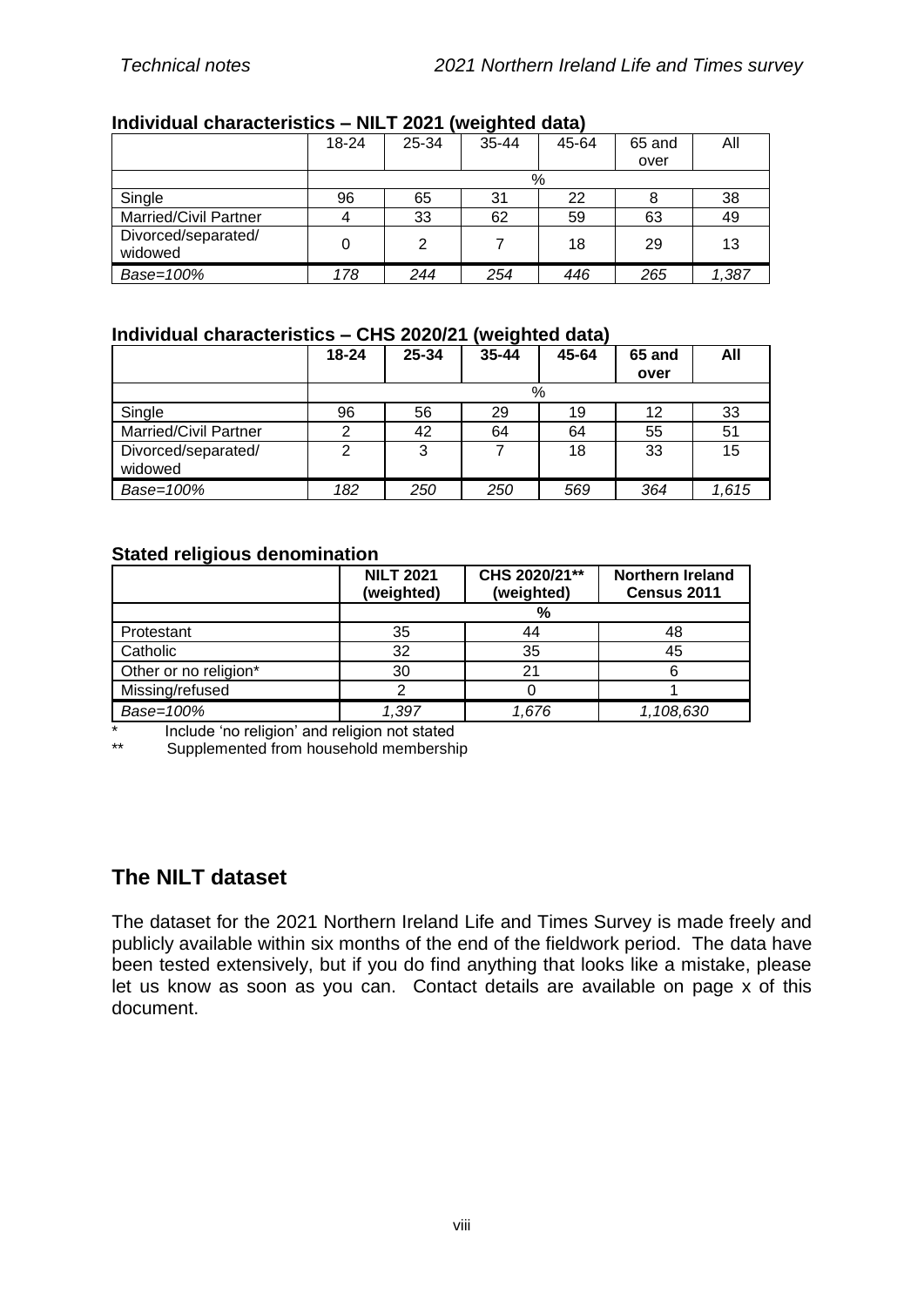### Individual characteristics – NILT 2021 (weighted data)

| | 18-24 | 25-34 | 35-44 | 45-64 | 65 and over | All |
|---|---|---|---|---|---|---|
| | % | | | | | |
| Single | 96 | 65 | 31 | 22 | 8 | 38 |
| Married/Civil Partner | 4 | 33 | 62 | 59 | 63 | 49 |
| Divorced/separated/ widowed | 0 | 2 | 7 | 18 | 29 | 13 |
| *Base=100%* | *178* | *244* | *254* | *446* | *265* | *1,387* |

### Individual characteristics – CHS 2020/21 (weighted data)

| | **18-24** | **25-34** | **35-44** | **45-64** | **65 and over** | **All** |
|---|---|---|---|---|---|---|
| | % | | | | | |
| Single | 96 | 56 | 29 | 19 | 12 | 33 |
| Married/Civil Partner | 2 | 42 | 64 | 64 | 55 | 51 |
| Divorced/separated/ widowed | 2 | 3 | 7 | 18 | 33 | 15 |
| *Base=100%* | *182* | *250* | *250* | *569* | *364* | *1,615* |

### Stated religious denomination

| | **NILT 2021 (weighted)** | **CHS 2020/21** (weighted)** | **Northern Ireland Census 2011** |
|---|---|---|---|
| | **%** | | |
| Protestant | 35 | 44 | 48 |
| Catholic | 32 | 35 | 45 |
| Other or no religion* | 30 | 21 | 6 |
| Missing/refused | 2 | 0 | 1 |
| *Base=100%* | *1,397* | *1,676* | *1,108,630* |

\* Include 'no religion' and religion not stated

** Supplemented from household membership

## The NILT dataset

The dataset for the 2021 Northern Ireland Life and Times Survey is made freely and publicly available within six months of the end of the fieldwork period. The data have been tested extensively, but if you do find anything that looks like a mistake, please let us know as soon as you can. Contact details are available on page x of this document.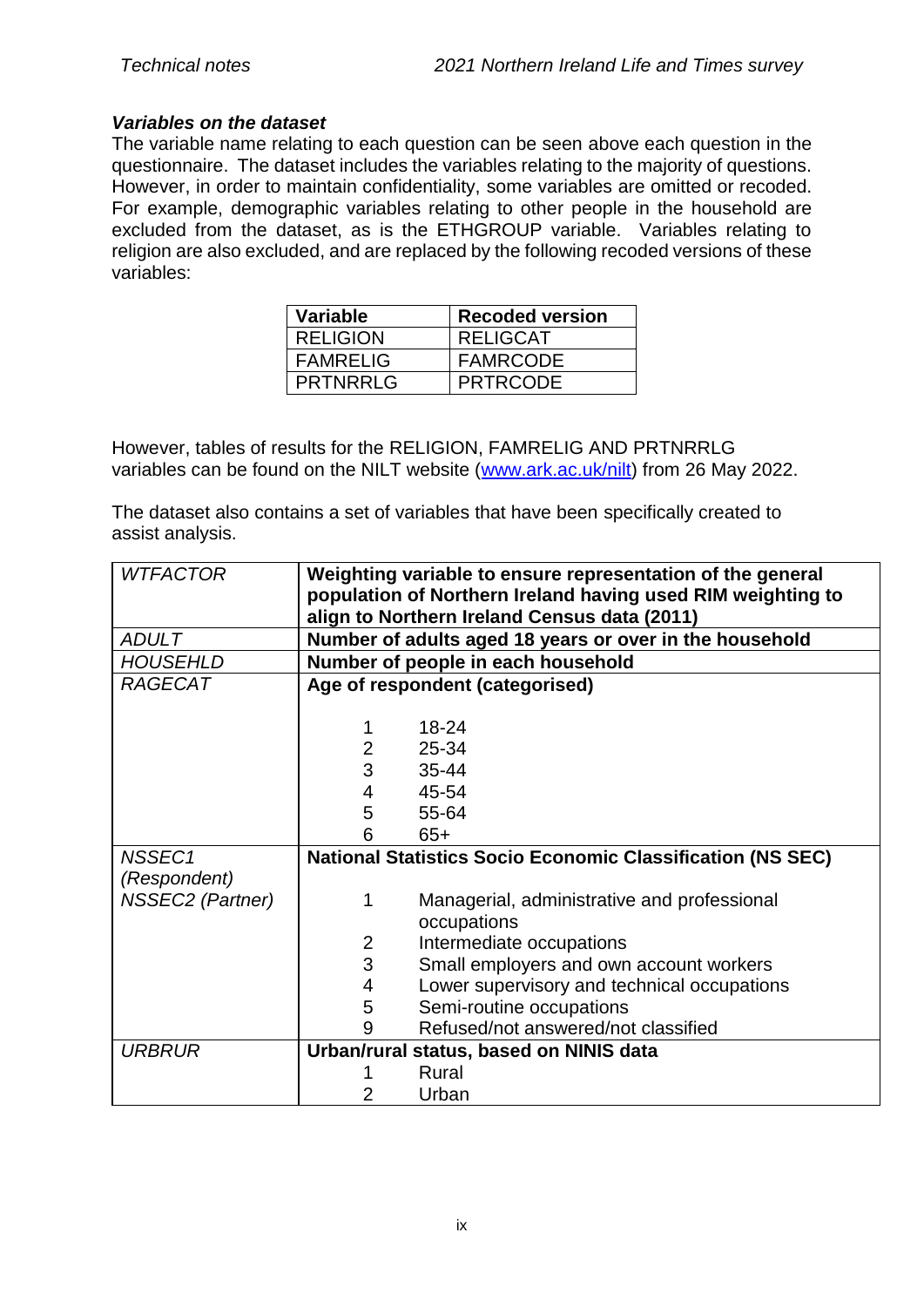### *Variables on the dataset*

The variable name relating to each question can be seen above each question in the questionnaire. The dataset includes the variables relating to the majority of questions. However, in order to maintain confidentiality, some variables are omitted or recoded. For example, demographic variables relating to other people in the household are excluded from the dataset, as is the ETHGROUP variable. Variables relating to religion are also excluded, and are replaced by the following recoded versions of these variables:

| Variable | Recoded version |
|---|---|
| RELIGION | RELIGCAT |
| FAMRELIG | FAMRCODE |
| PRTNRRLG | PRTRCODE |

However, tables of results for the RELIGION, FAMRELIG AND PRTNRRLG variables can be found on the NILT website (www.ark.ac.uk/nilt) from 26 May 2022.

The dataset also contains a set of variables that have been specifically created to assist analysis.

| | |
|---|---|
| *WTFACTOR* | **Weighting variable to ensure representation of the general population of Northern Ireland having used RIM weighting to align to Northern Ireland Census data (2011)** |
| *ADULT* | **Number of adults aged 18 years or over in the household** |
| *HOUSEHLD* | **Number of people in each household** |
| *RAGECAT* | **Age of respondent (categorised)**<br><br>1 18-24<br>2 25-34<br>3 35-44<br>4 45-54<br>5 55-64<br>6 65+ |
| *NSSEC1 (Respondent)*<br>*NSSEC2 (Partner)* | **National Statistics Socio Economic Classification (NS SEC)**<br><br>1 Managerial, administrative and professional occupations<br>2 Intermediate occupations<br>3 Small employers and own account workers<br>4 Lower supervisory and technical occupations<br>5 Semi-routine occupations<br>9 Refused/not answered/not classified |
| *URBRUR* | **Urban/rural status, based on NINIS data**<br>1 Rural<br>2 Urban |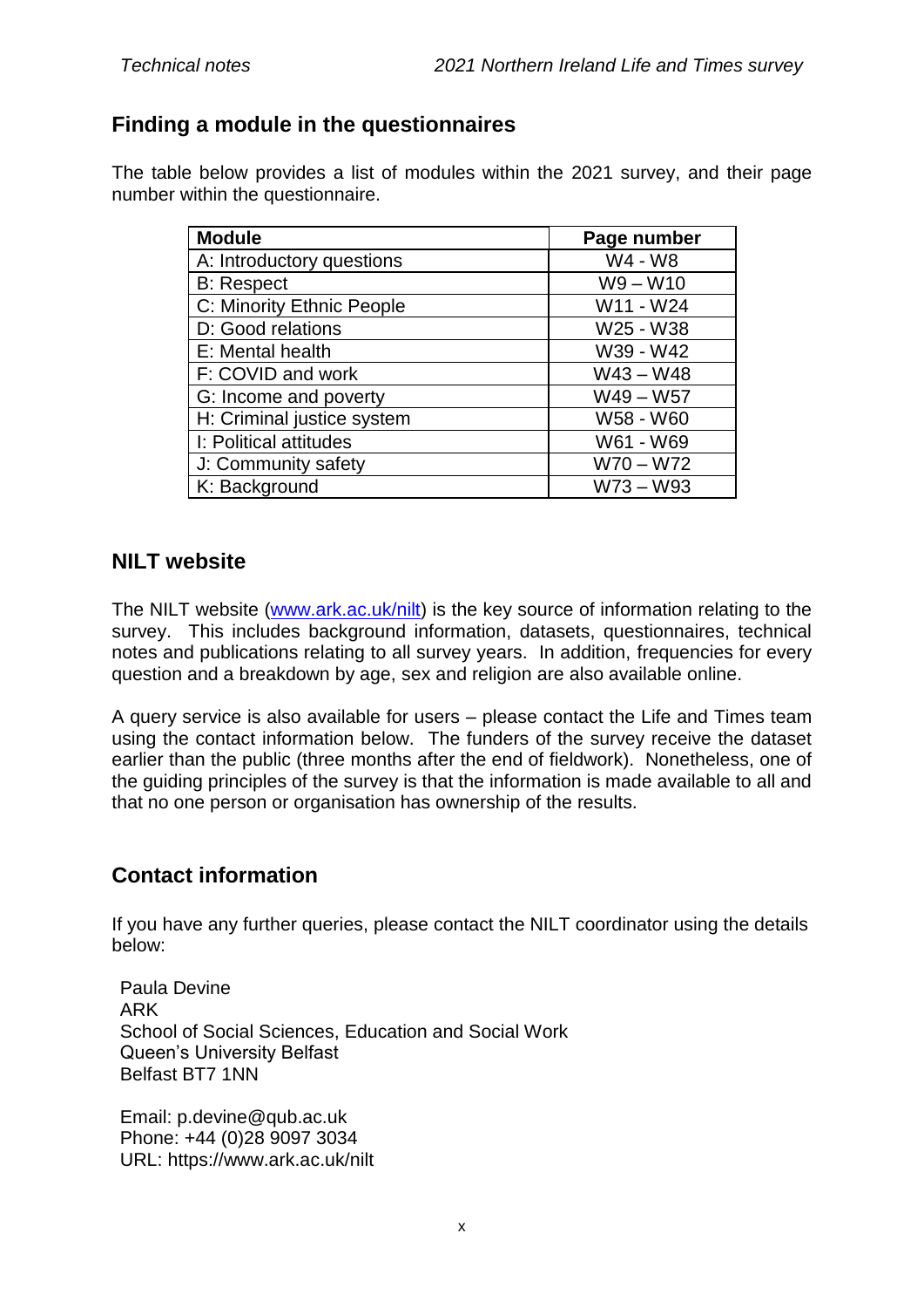## Finding a module in the questionnaires

The table below provides a list of modules within the 2021 survey, and their page number within the questionnaire.

| Module | Page number |
|---|---|
| A: Introductory questions | W4 - W8 |
| B: Respect | W9 – W10 |
| C: Minority Ethnic People | W11 - W24 |
| D: Good relations | W25 - W38 |
| E: Mental health | W39 - W42 |
| F: COVID and work | W43 – W48 |
| G: Income and poverty | W49 – W57 |
| H: Criminal justice system | W58 - W60 |
| I: Political attitudes | W61 - W69 |
| J: Community safety | W70 – W72 |
| K: Background | W73 – W93 |

## NILT website

The NILT website (www.ark.ac.uk/nilt) is the key source of information relating to the survey. This includes background information, datasets, questionnaires, technical notes and publications relating to all survey years. In addition, frequencies for every question and a breakdown by age, sex and religion are also available online.

A query service is also available for users – please contact the Life and Times team using the contact information below. The funders of the survey receive the dataset earlier than the public (three months after the end of fieldwork). Nonetheless, one of the guiding principles of the survey is that the information is made available to all and that no one person or organisation has ownership of the results.

## Contact information

If you have any further queries, please contact the NILT coordinator using the details below:

Paula Devine
ARK
School of Social Sciences, Education and Social Work
Queen's University Belfast
Belfast BT7 1NN

Email: p.devine@qub.ac.uk
Phone: +44 (0)28 9097 3034
URL: https://www.ark.ac.uk/nilt